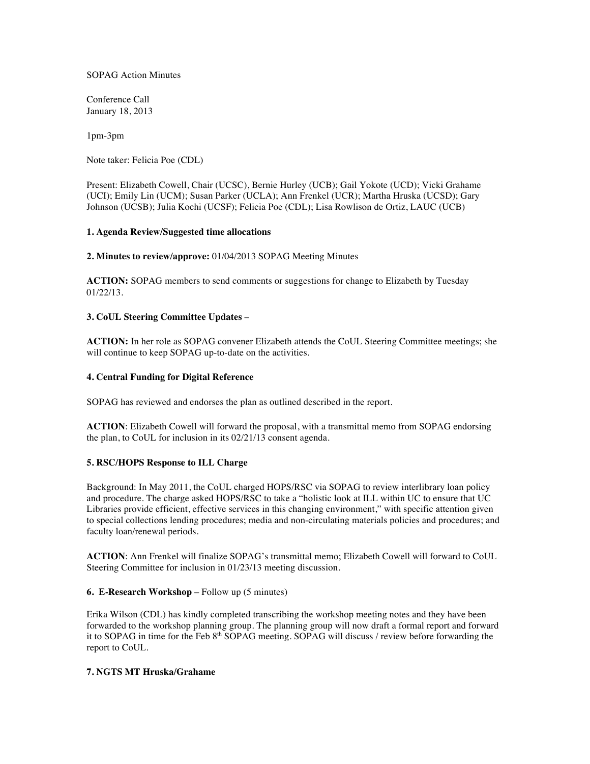SOPAG Action Minutes

Conference Call
January 18, 2013

1pm-3pm

Note taker: Felicia Poe (CDL)

Present: Elizabeth Cowell, Chair (UCSC), Bernie Hurley (UCB); Gail Yokote (UCD); Vicki Grahame (UCI); Emily Lin (UCM); Susan Parker (UCLA); Ann Frenkel (UCR); Martha Hruska (UCSD); Gary Johnson (UCSB); Julia Kochi (UCSF); Felicia Poe (CDL); Lisa Rowlison de Ortiz, LAUC (UCB)

**1. Agenda Review/Suggested time allocations**

**2. Minutes to review/approve:** 01/04/2013 SOPAG Meeting Minutes

**ACTION:** SOPAG members to send comments or suggestions for change to Elizabeth by Tuesday 01/22/13.

**3. CoUL Steering Committee Updates** –

**ACTION:** In her role as SOPAG convener Elizabeth attends the CoUL Steering Committee meetings; she will continue to keep SOPAG up-to-date on the activities.

**4. Central Funding for Digital Reference**

SOPAG has reviewed and endorses the plan as outlined described in the report.

**ACTION**: Elizabeth Cowell will forward the proposal, with a transmittal memo from SOPAG endorsing the plan, to CoUL for inclusion in its 02/21/13 consent agenda.

**5. RSC/HOPS Response to ILL Charge**

Background: In May 2011, the CoUL charged HOPS/RSC via SOPAG to review interlibrary loan policy and procedure. The charge asked HOPS/RSC to take a "holistic look at ILL within UC to ensure that UC Libraries provide efficient, effective services in this changing environment," with specific attention given to special collections lending procedures; media and non-circulating materials policies and procedures; and faculty loan/renewal periods.

**ACTION**: Ann Frenkel will finalize SOPAG's transmittal memo; Elizabeth Cowell will forward to CoUL Steering Committee for inclusion in 01/23/13 meeting discussion.

**6. E-Research Workshop** – Follow up (5 minutes)

Erika Wilson (CDL) has kindly completed transcribing the workshop meeting notes and they have been forwarded to the workshop planning group. The planning group will now draft a formal report and forward it to SOPAG in time for the Feb 8th SOPAG meeting. SOPAG will discuss / review before forwarding the report to CoUL.

**7. NGTS MT Hruska/Grahame**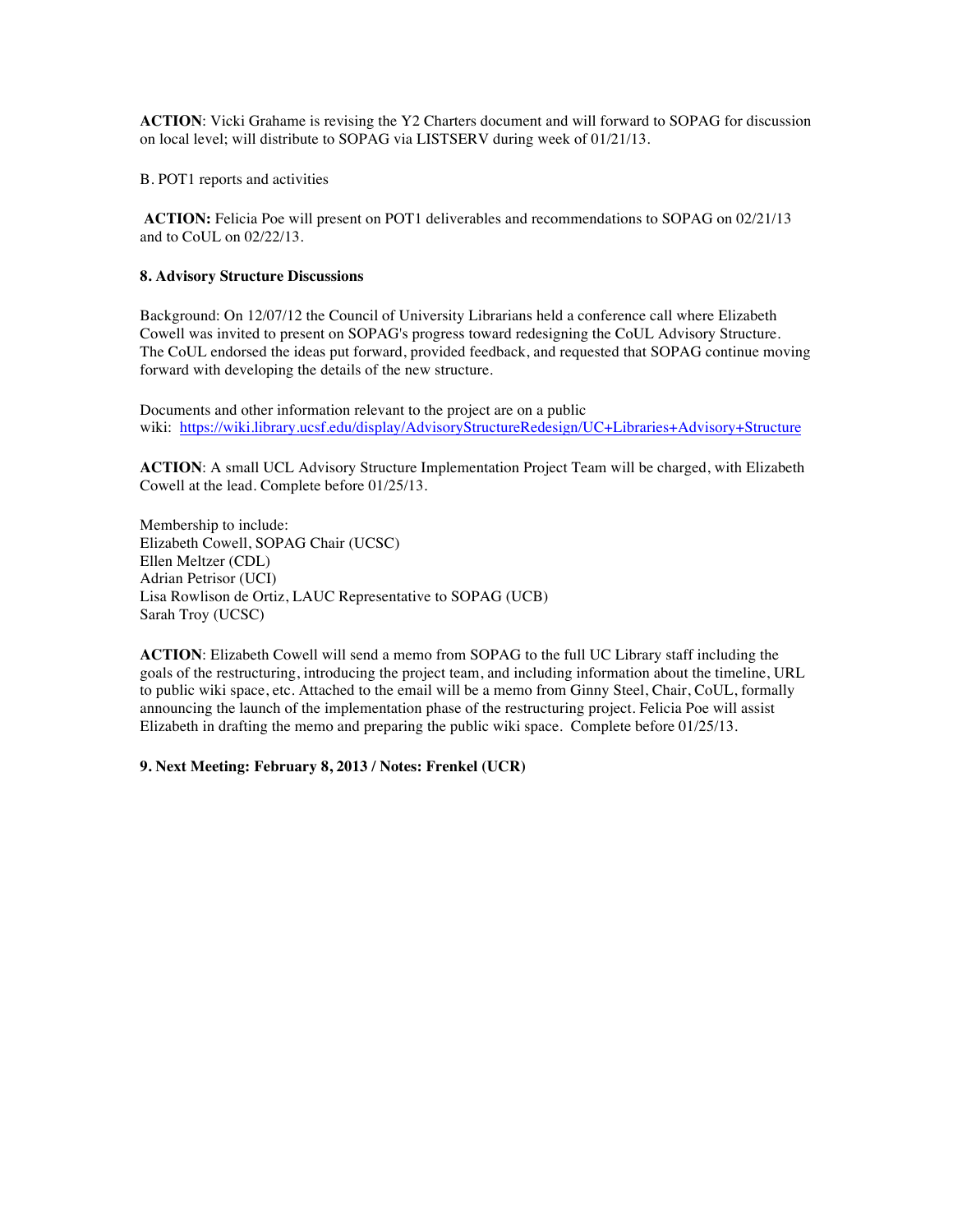**ACTION**: Vicki Grahame is revising the Y2 Charters document and will forward to SOPAG for discussion on local level; will distribute to SOPAG via LISTSERV during week of 01/21/13.

B. POT1 reports and activities

**ACTION:** Felicia Poe will present on POT1 deliverables and recommendations to SOPAG on 02/21/13 and to CoUL on 02/22/13.

**8. Advisory Structure Discussions**

Background: On 12/07/12 the Council of University Librarians held a conference call where Elizabeth Cowell was invited to present on SOPAG's progress toward redesigning the CoUL Advisory Structure. The CoUL endorsed the ideas put forward, provided feedback, and requested that SOPAG continue moving forward with developing the details of the new structure.

Documents and other information relevant to the project are on a public wiki: https://wiki.library.ucsf.edu/display/AdvisoryStructureRedesign/UC+Libraries+Advisory+Structure

**ACTION**: A small UCL Advisory Structure Implementation Project Team will be charged, with Elizabeth Cowell at the lead. Complete before 01/25/13.

Membership to include:
Elizabeth Cowell, SOPAG Chair (UCSC)
Ellen Meltzer (CDL)
Adrian Petrisor (UCI)
Lisa Rowlison de Ortiz, LAUC Representative to SOPAG (UCB)
Sarah Troy (UCSC)

**ACTION**: Elizabeth Cowell will send a memo from SOPAG to the full UC Library staff including the goals of the restructuring, introducing the project team, and including information about the timeline, URL to public wiki space, etc. Attached to the email will be a memo from Ginny Steel, Chair, CoUL, formally announcing the launch of the implementation phase of the restructuring project. Felicia Poe will assist Elizabeth in drafting the memo and preparing the public wiki space. Complete before 01/25/13.

**9. Next Meeting: February 8, 2013 / Notes: Frenkel (UCR)**